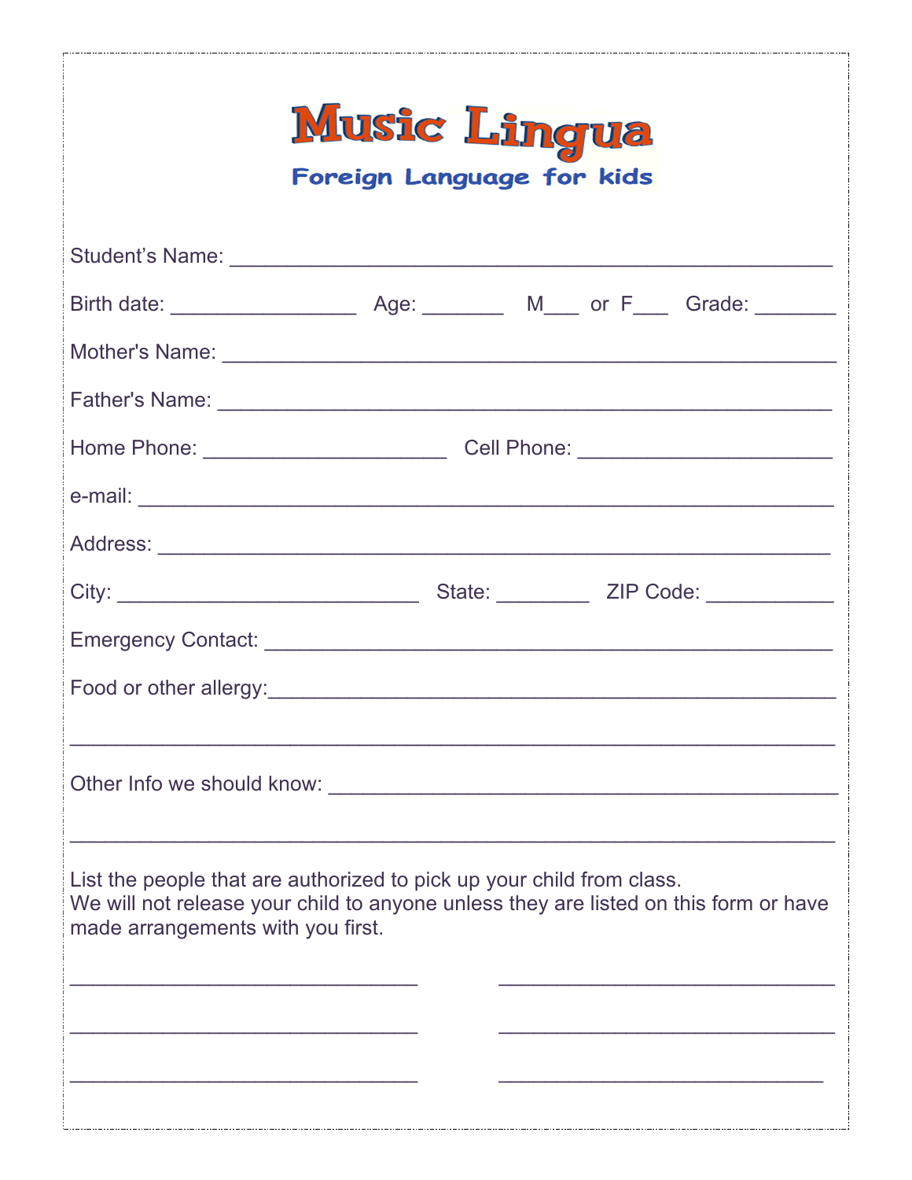# Music Lingua

## Foreign Language for kids

Student's Name: ___________________________________________________

Birth date: ________________ Age: _______ M___ or F___ Grade: _______

Mother's Name: ____________________________________________________

Father's Name: _____________________________________________________

Home Phone: _____________________ Cell Phone: _____________________

e-mail: ___________________________________________________________

Address: _________________________________________________________

City: ___________________________ State: ________ ZIP Code: ___________

Emergency Contact: _________________________________________________

Food or other allergy:_________________________________________________

___________________________________________________________________

Other Info we should know: ___________________________________________

___________________________________________________________________

List the people that are authorized to pick up your child from class.
We will not release your child to anyone unless they are listed on this form or have made arrangements with you first.

______________________________ ______________________________

______________________________ ______________________________

______________________________ ______________________________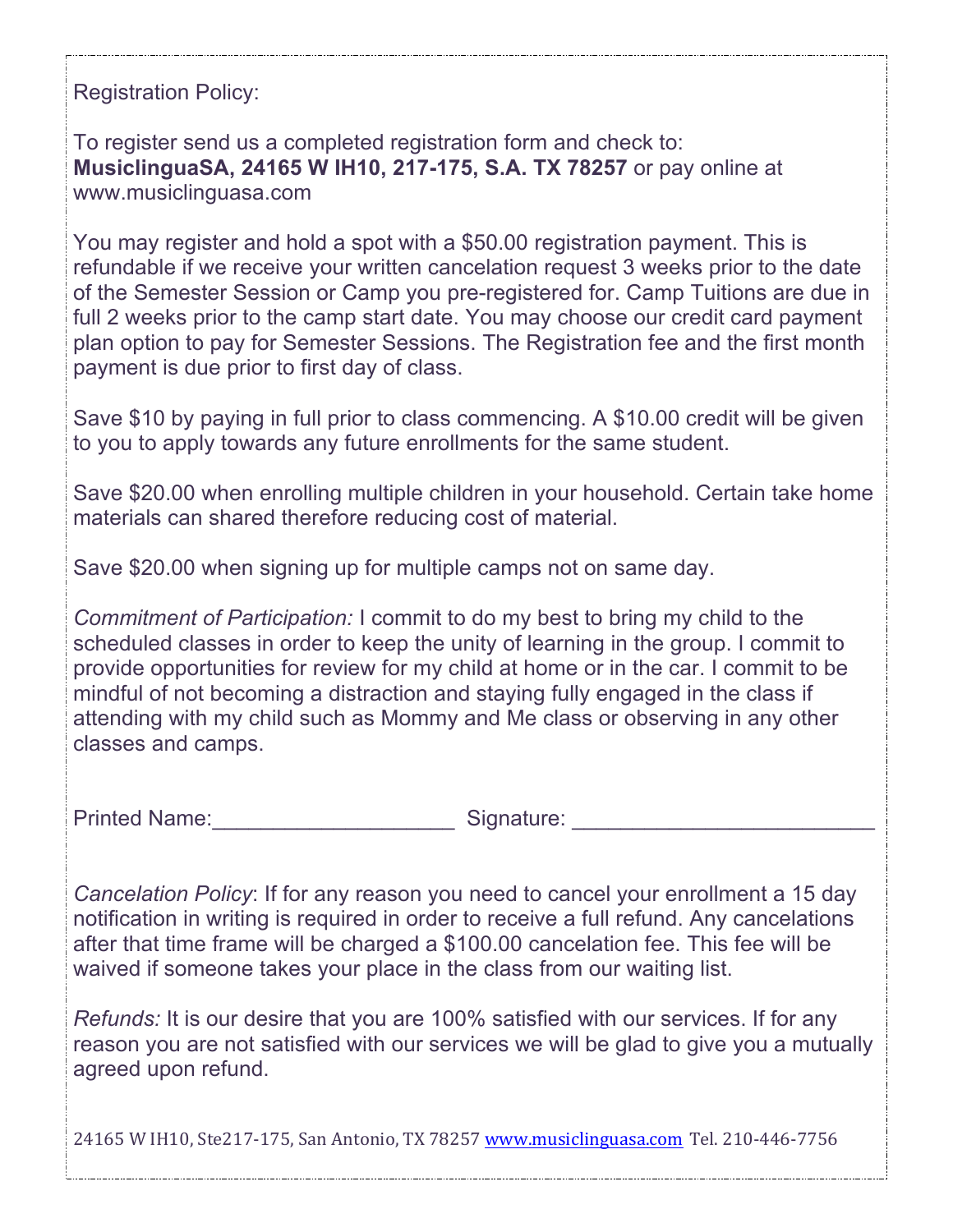Registration Policy:

To register send us a completed registration form and check to:
**MusiclinguaSA, 24165 W IH10, 217-175, S.A. TX 78257** or pay online at www.musiclinguasa.com

You may register and hold a spot with a $50.00 registration payment. This is refundable if we receive your written cancelation request 3 weeks prior to the date of the Semester Session or Camp you pre-registered for. Camp Tuitions are due in full 2 weeks prior to the camp start date. You may choose our credit card payment plan option to pay for Semester Sessions. The Registration fee and the first month payment is due prior to first day of class.

Save $10 by paying in full prior to class commencing. A $10.00 credit will be given to you to apply towards any future enrollments for the same student.

Save $20.00 when enrolling multiple children in your household. Certain take home materials can shared therefore reducing cost of material.

Save $20.00 when signing up for multiple camps not on same day.

*Commitment of Participation:* I commit to do my best to bring my child to the scheduled classes in order to keep the unity of learning in the group. I commit to provide opportunities for review for my child at home or in the car. I commit to be mindful of not becoming a distraction and staying fully engaged in the class if attending with my child such as Mommy and Me class or observing in any other classes and camps.

Printed Name:____________________ Signature: _________________________

*Cancelation Policy*: If for any reason you need to cancel your enrollment a 15 day notification in writing is required in order to receive a full refund. Any cancelations after that time frame will be charged a $100.00 cancelation fee. This fee will be waived if someone takes your place in the class from our waiting list.

*Refunds:* It is our desire that you are 100% satisfied with our services. If for any reason you are not satisfied with our services we will be glad to give you a mutually agreed upon refund.

24165 W IH10, Ste217-175, San Antonio, TX 78257 www.musiclinguasa.com Tel. 210-446-7756